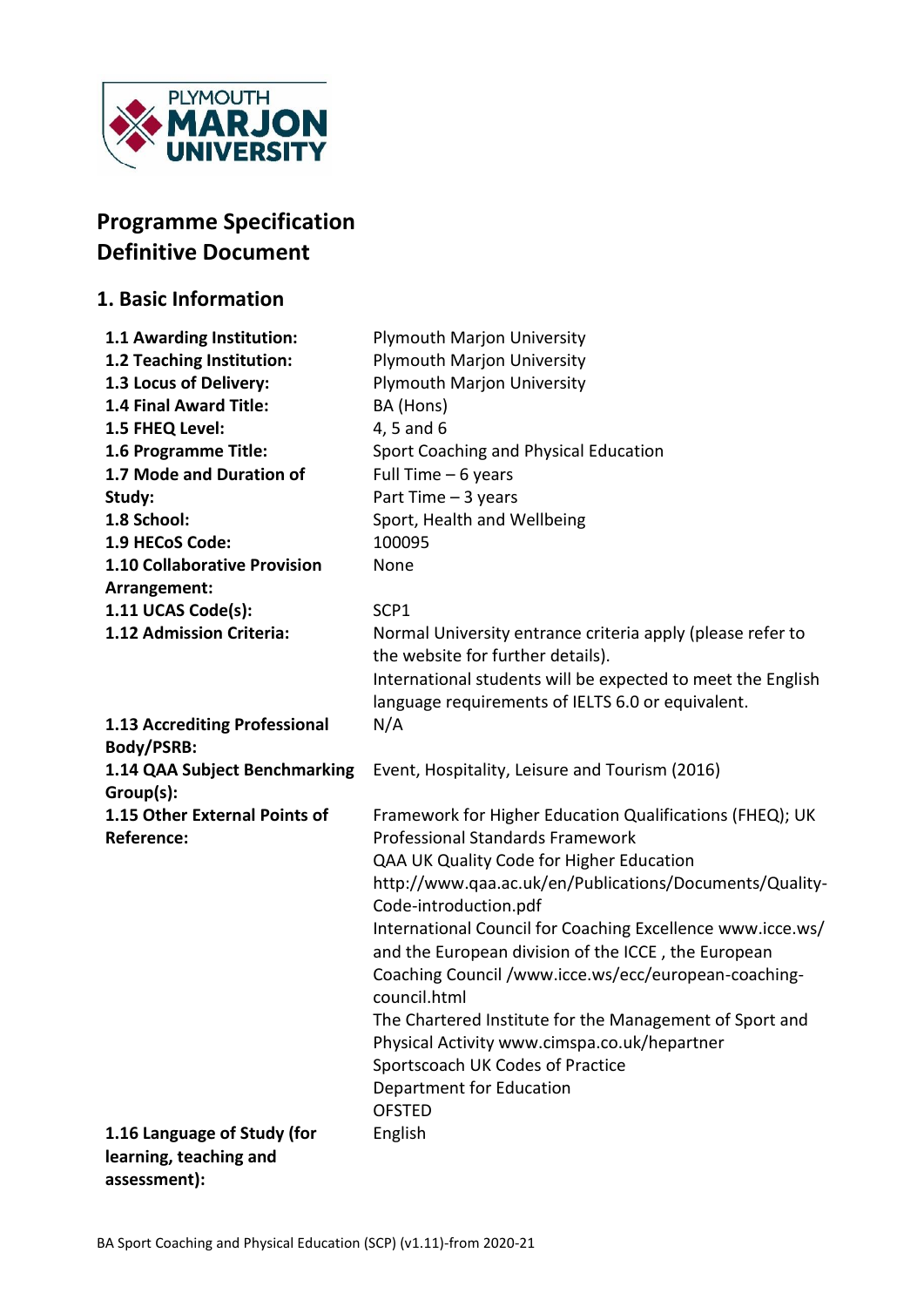# Programme Specification Definitive Document

## 1. Basic Information

| | |
|---|---|
| **1.1 Awarding Institution:** | Plymouth Marjon University |
| **1.2 Teaching Institution:** | Plymouth Marjon University |
| **1.3 Locus of Delivery:** | Plymouth Marjon University |
| **1.4 Final Award Title:** | BA (Hons) |
| **1.5 FHEQ Level:** | 4, 5 and 6 |
| **1.6 Programme Title:** | Sport Coaching and Physical Education |
| **1.7 Mode and Duration of Study:** | Full Time – 6 years<br>Part Time – 3 years |
| **1.8 School:** | Sport, Health and Wellbeing |
| **1.9 HECoS Code:** | 100095 |
| **1.10 Collaborative Provision Arrangement:** | None |
| **1.11 UCAS Code(s):** | SCP1 |
| **1.12 Admission Criteria:** | Normal University entrance criteria apply (please refer to the website for further details).<br>International students will be expected to meet the English language requirements of IELTS 6.0 or equivalent. |
| **1.13 Accrediting Professional Body/PSRB:** | N/A |
| **1.14 QAA Subject Benchmarking Group(s):** | Event, Hospitality, Leisure and Tourism (2016) |
| **1.15 Other External Points of Reference:** | Framework for Higher Education Qualifications (FHEQ); UK Professional Standards Framework<br>QAA UK Quality Code for Higher Education http://www.qaa.ac.uk/en/Publications/Documents/Quality-Code-introduction.pdf<br>International Council for Coaching Excellence www.icce.ws/ and the European division of the ICCE , the European Coaching Council /www.icce.ws/ecc/european-coaching-council.html<br>The Chartered Institute for the Management of Sport and Physical Activity www.cimspa.co.uk/hepartner<br>Sportscoach UK Codes of Practice<br>Department for Education<br>OFSTED |
| **1.16 Language of Study (for learning, teaching and assessment):** | English |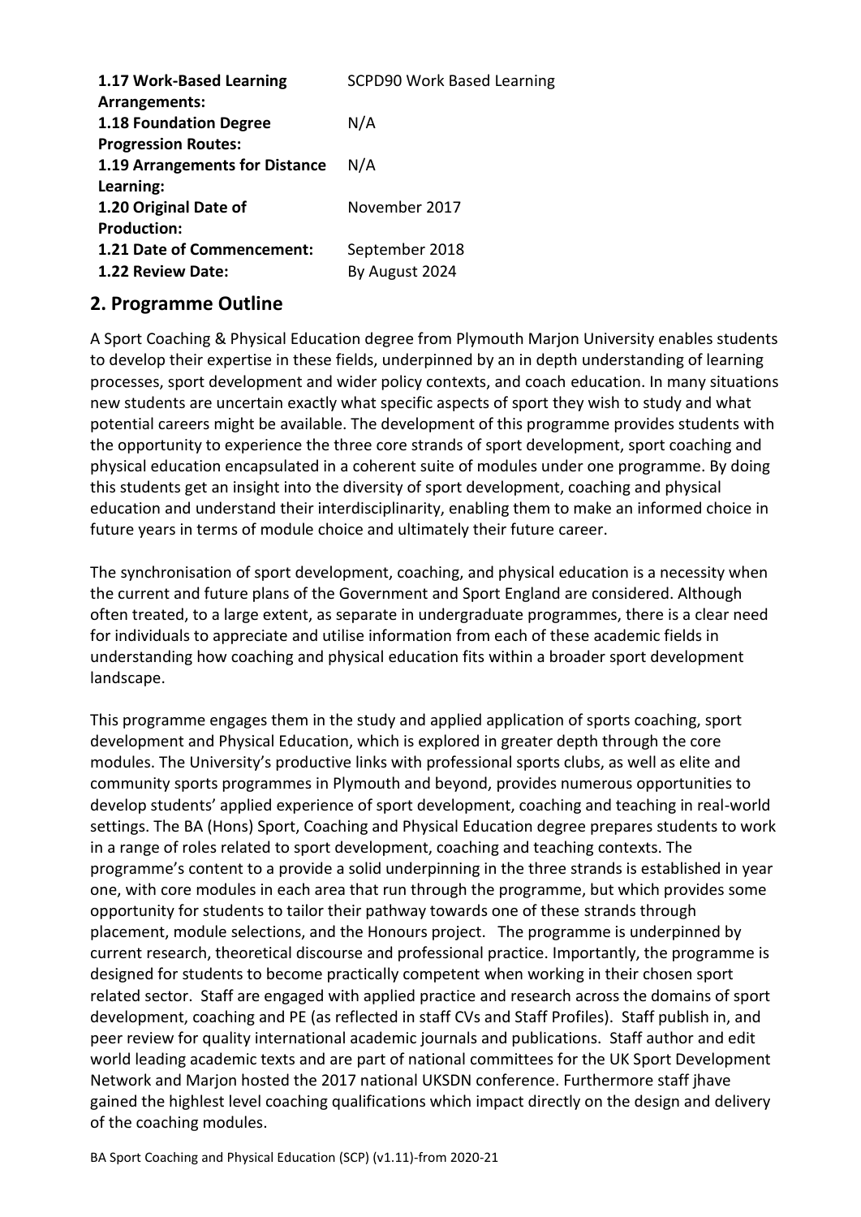| | |
|---|---|
| **1.17 Work-Based Learning Arrangements:** | SCPD90 Work Based Learning |
| **1.18 Foundation Degree Progression Routes:** | N/A |
| **1.19 Arrangements for Distance Learning:** | N/A |
| **1.20 Original Date of Production:** | November 2017 |
| **1.21 Date of Commencement:** | September 2018 |
| **1.22 Review Date:** | By August 2024 |

## 2. Programme Outline

A Sport Coaching & Physical Education degree from Plymouth Marjon University enables students to develop their expertise in these fields, underpinned by an in depth understanding of learning processes, sport development and wider policy contexts, and coach education. In many situations new students are uncertain exactly what specific aspects of sport they wish to study and what potential careers might be available. The development of this programme provides students with the opportunity to experience the three core strands of sport development, sport coaching and physical education encapsulated in a coherent suite of modules under one programme. By doing this students get an insight into the diversity of sport development, coaching and physical education and understand their interdisciplinarity, enabling them to make an informed choice in future years in terms of module choice and ultimately their future career.

The synchronisation of sport development, coaching, and physical education is a necessity when the current and future plans of the Government and Sport England are considered. Although often treated, to a large extent, as separate in undergraduate programmes, there is a clear need for individuals to appreciate and utilise information from each of these academic fields in understanding how coaching and physical education fits within a broader sport development landscape.

This programme engages them in the study and applied application of sports coaching, sport development and Physical Education, which is explored in greater depth through the core modules. The University's productive links with professional sports clubs, as well as elite and community sports programmes in Plymouth and beyond, provides numerous opportunities to develop students' applied experience of sport development, coaching and teaching in real-world settings. The BA (Hons) Sport, Coaching and Physical Education degree prepares students to work in a range of roles related to sport development, coaching and teaching contexts. The programme's content to a provide a solid underpinning in the three strands is established in year one, with core modules in each area that run through the programme, but which provides some opportunity for students to tailor their pathway towards one of these strands through placement, module selections, and the Honours project. The programme is underpinned by current research, theoretical discourse and professional practice. Importantly, the programme is designed for students to become practically competent when working in their chosen sport related sector. Staff are engaged with applied practice and research across the domains of sport development, coaching and PE (as reflected in staff CVs and Staff Profiles). Staff publish in, and peer review for quality international academic journals and publications. Staff author and edit world leading academic texts and are part of national committees for the UK Sport Development Network and Marjon hosted the 2017 national UKSDN conference. Furthermore staff jhave gained the highlest level coaching qualifications which impact directly on the design and delivery of the coaching modules.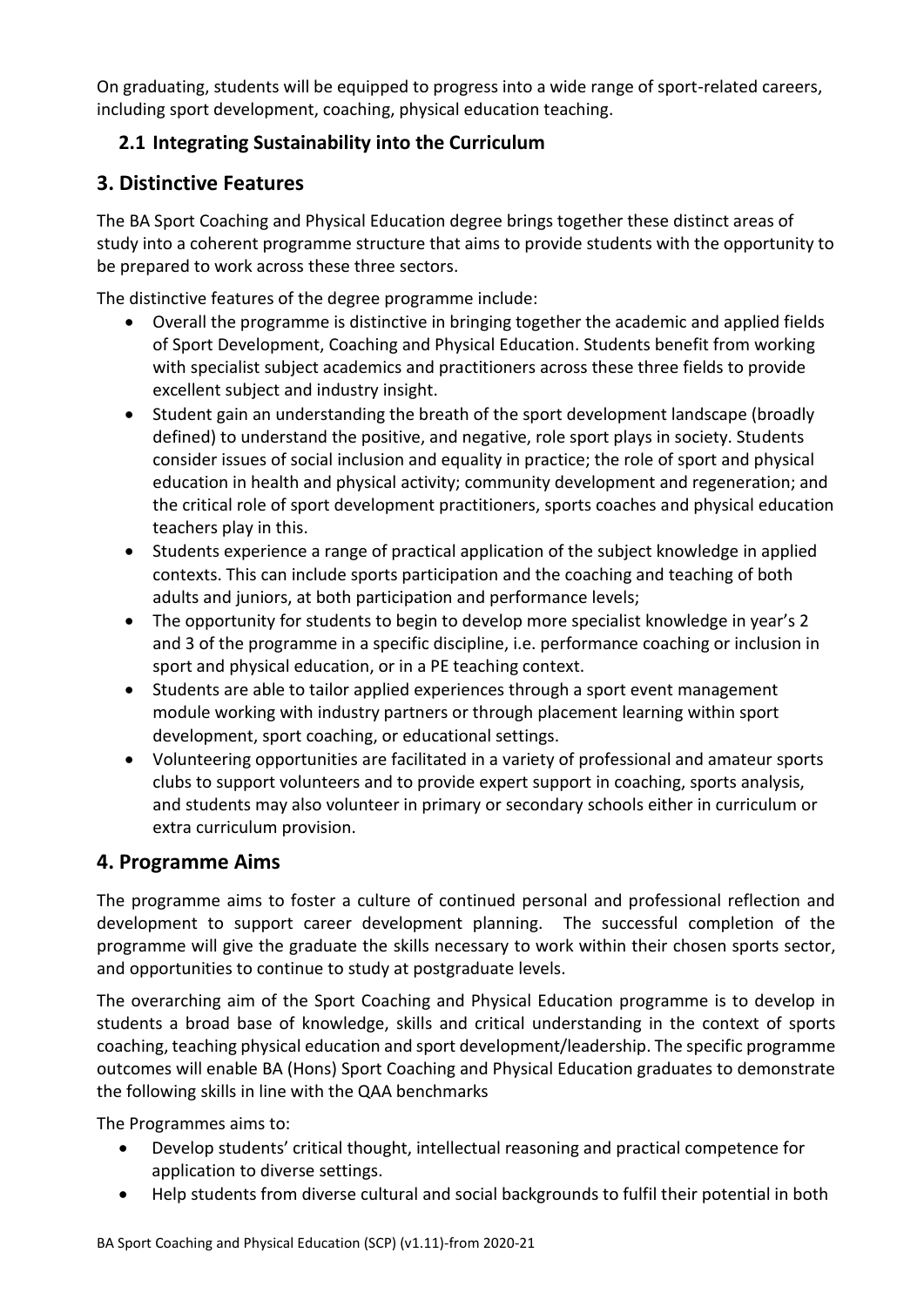On graduating, students will be equipped to progress into a wide range of sport-related careers, including sport development, coaching, physical education teaching.

### 2.1 Integrating Sustainability into the Curriculum

## 3. Distinctive Features

The BA Sport Coaching and Physical Education degree brings together these distinct areas of study into a coherent programme structure that aims to provide students with the opportunity to be prepared to work across these three sectors.

The distinctive features of the degree programme include:

- Overall the programme is distinctive in bringing together the academic and applied fields of Sport Development, Coaching and Physical Education. Students benefit from working with specialist subject academics and practitioners across these three fields to provide excellent subject and industry insight.
- Student gain an understanding the breath of the sport development landscape (broadly defined) to understand the positive, and negative, role sport plays in society. Students consider issues of social inclusion and equality in practice; the role of sport and physical education in health and physical activity; community development and regeneration; and the critical role of sport development practitioners, sports coaches and physical education teachers play in this.
- Students experience a range of practical application of the subject knowledge in applied contexts. This can include sports participation and the coaching and teaching of both adults and juniors, at both participation and performance levels;
- The opportunity for students to begin to develop more specialist knowledge in year's 2 and 3 of the programme in a specific discipline, i.e. performance coaching or inclusion in sport and physical education, or in a PE teaching context.
- Students are able to tailor applied experiences through a sport event management module working with industry partners or through placement learning within sport development, sport coaching, or educational settings.
- Volunteering opportunities are facilitated in a variety of professional and amateur sports clubs to support volunteers and to provide expert support in coaching, sports analysis, and students may also volunteer in primary or secondary schools either in curriculum or extra curriculum provision.

## 4. Programme Aims

The programme aims to foster a culture of continued personal and professional reflection and development to support career development planning. The successful completion of the programme will give the graduate the skills necessary to work within their chosen sports sector, and opportunities to continue to study at postgraduate levels.

The overarching aim of the Sport Coaching and Physical Education programme is to develop in students a broad base of knowledge, skills and critical understanding in the context of sports coaching, teaching physical education and sport development/leadership. The specific programme outcomes will enable BA (Hons) Sport Coaching and Physical Education graduates to demonstrate the following skills in line with the QAA benchmarks

The Programmes aims to:

- Develop students' critical thought, intellectual reasoning and practical competence for application to diverse settings.
- Help students from diverse cultural and social backgrounds to fulfil their potential in both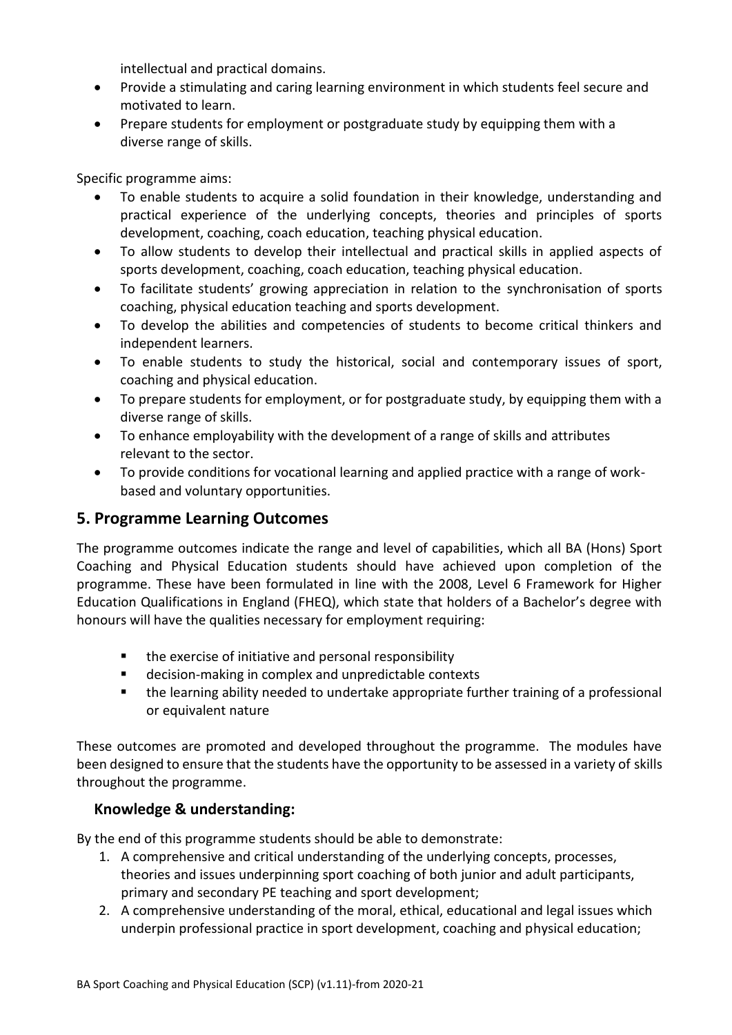intellectual and practical domains.

- Provide a stimulating and caring learning environment in which students feel secure and motivated to learn.
- Prepare students for employment or postgraduate study by equipping them with a diverse range of skills.

Specific programme aims:

- To enable students to acquire a solid foundation in their knowledge, understanding and practical experience of the underlying concepts, theories and principles of sports development, coaching, coach education, teaching physical education.
- To allow students to develop their intellectual and practical skills in applied aspects of sports development, coaching, coach education, teaching physical education.
- To facilitate students' growing appreciation in relation to the synchronisation of sports coaching, physical education teaching and sports development.
- To develop the abilities and competencies of students to become critical thinkers and independent learners.
- To enable students to study the historical, social and contemporary issues of sport, coaching and physical education.
- To prepare students for employment, or for postgraduate study, by equipping them with a diverse range of skills.
- To enhance employability with the development of a range of skills and attributes relevant to the sector.
- To provide conditions for vocational learning and applied practice with a range of work-based and voluntary opportunities.

## 5. Programme Learning Outcomes

The programme outcomes indicate the range and level of capabilities, which all BA (Hons) Sport Coaching and Physical Education students should have achieved upon completion of the programme. These have been formulated in line with the 2008, Level 6 Framework for Higher Education Qualifications in England (FHEQ), which state that holders of a Bachelor's degree with honours will have the qualities necessary for employment requiring:

- the exercise of initiative and personal responsibility
- decision-making in complex and unpredictable contexts
- the learning ability needed to undertake appropriate further training of a professional or equivalent nature

These outcomes are promoted and developed throughout the programme. The modules have been designed to ensure that the students have the opportunity to be assessed in a variety of skills throughout the programme.

### Knowledge & understanding:

By the end of this programme students should be able to demonstrate:

1. A comprehensive and critical understanding of the underlying concepts, processes, theories and issues underpinning sport coaching of both junior and adult participants, primary and secondary PE teaching and sport development;
2. A comprehensive understanding of the moral, ethical, educational and legal issues which underpin professional practice in sport development, coaching and physical education;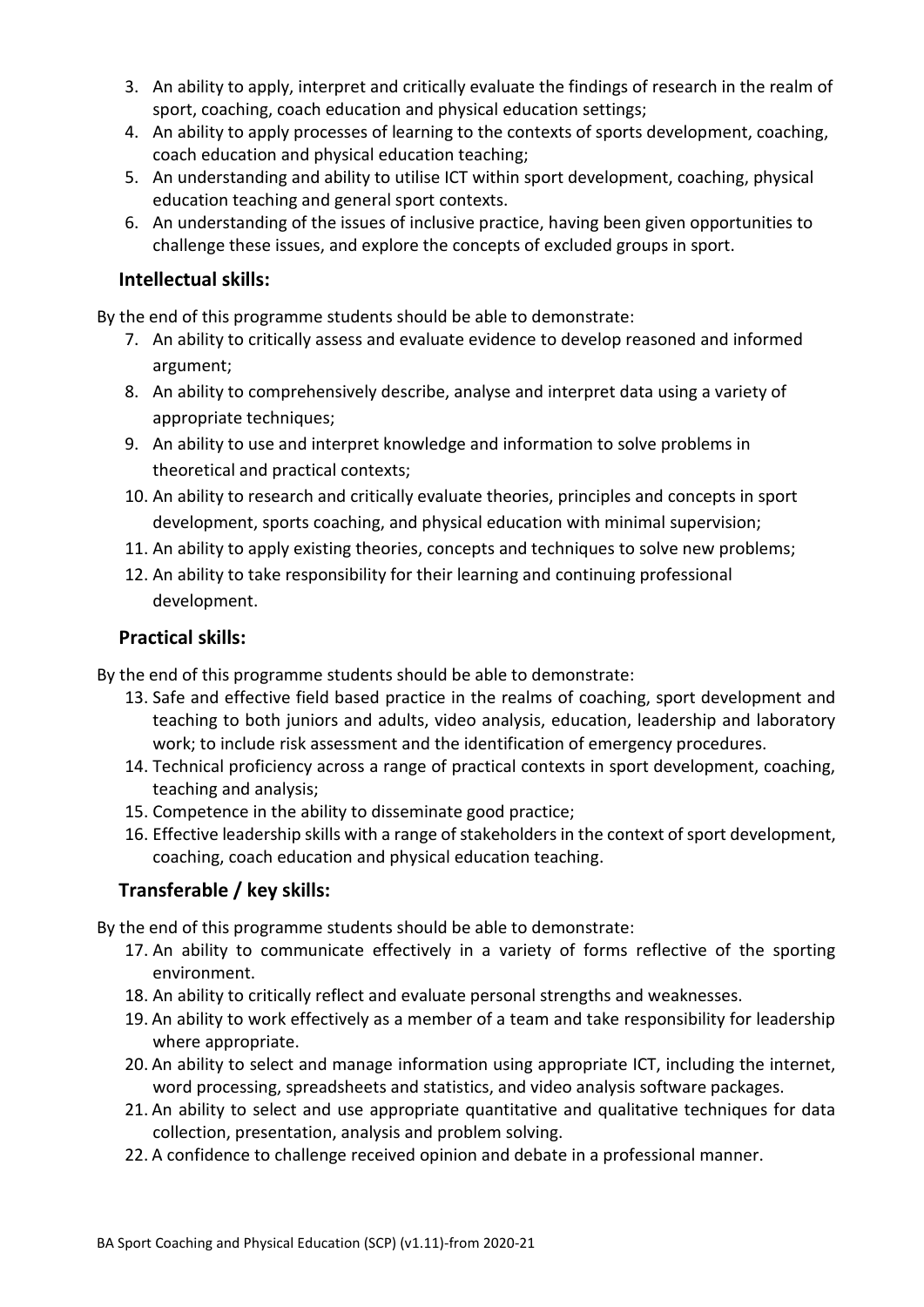3. An ability to apply, interpret and critically evaluate the findings of research in the realm of sport, coaching, coach education and physical education settings;
4. An ability to apply processes of learning to the contexts of sports development, coaching, coach education and physical education teaching;
5. An understanding and ability to utilise ICT within sport development, coaching, physical education teaching and general sport contexts.
6. An understanding of the issues of inclusive practice, having been given opportunities to challenge these issues, and explore the concepts of excluded groups in sport.

### Intellectual skills:

By the end of this programme students should be able to demonstrate:

7. An ability to critically assess and evaluate evidence to develop reasoned and informed argument;
8. An ability to comprehensively describe, analyse and interpret data using a variety of appropriate techniques;
9. An ability to use and interpret knowledge and information to solve problems in theoretical and practical contexts;
10. An ability to research and critically evaluate theories, principles and concepts in sport development, sports coaching, and physical education with minimal supervision;
11. An ability to apply existing theories, concepts and techniques to solve new problems;
12. An ability to take responsibility for their learning and continuing professional development.

### Practical skills:

By the end of this programme students should be able to demonstrate:

13. Safe and effective field based practice in the realms of coaching, sport development and teaching to both juniors and adults, video analysis, education, leadership and laboratory work; to include risk assessment and the identification of emergency procedures.
14. Technical proficiency across a range of practical contexts in sport development, coaching, teaching and analysis;
15. Competence in the ability to disseminate good practice;
16. Effective leadership skills with a range of stakeholders in the context of sport development, coaching, coach education and physical education teaching.

### Transferable / key skills:

By the end of this programme students should be able to demonstrate:

17. An ability to communicate effectively in a variety of forms reflective of the sporting environment.
18. An ability to critically reflect and evaluate personal strengths and weaknesses.
19. An ability to work effectively as a member of a team and take responsibility for leadership where appropriate.
20. An ability to select and manage information using appropriate ICT, including the internet, word processing, spreadsheets and statistics, and video analysis software packages.
21. An ability to select and use appropriate quantitative and qualitative techniques for data collection, presentation, analysis and problem solving.
22. A confidence to challenge received opinion and debate in a professional manner.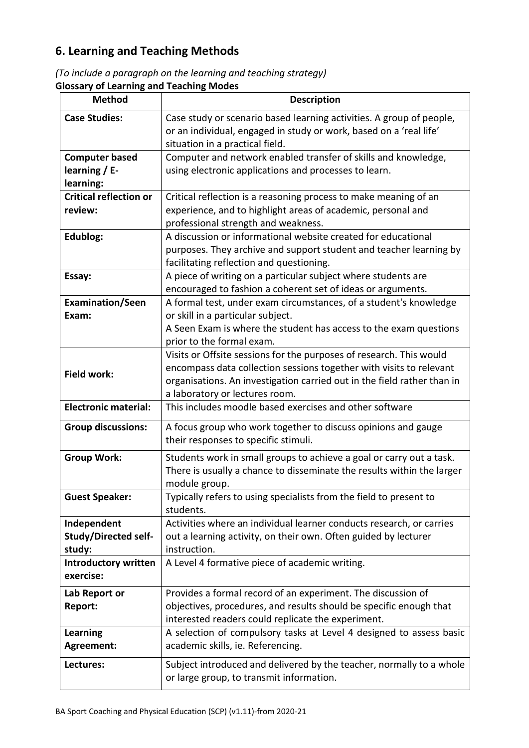## 6. Learning and Teaching Methods

*(To include a paragraph on the learning and teaching strategy)*

**Glossary of Learning and Teaching Modes**

| Method | Description |
|---|---|
| **Case Studies:** | Case study or scenario based learning activities. A group of people, or an individual, engaged in study or work, based on a 'real life' situation in a practical field. |
| **Computer based learning / E-learning:** | Computer and network enabled transfer of skills and knowledge, using electronic applications and processes to learn. |
| **Critical reflection or review:** | Critical reflection is a reasoning process to make meaning of an experience, and to highlight areas of academic, personal and professional strength and weakness. |
| **Edublog:** | A discussion or informational website created for educational purposes. They archive and support student and teacher learning by facilitating reflection and questioning. |
| **Essay:** | A piece of writing on a particular subject where students are encouraged to fashion a coherent set of ideas or arguments. |
| **Examination/Seen Exam:** | A formal test, under exam circumstances, of a student's knowledge or skill in a particular subject. A Seen Exam is where the student has access to the exam questions prior to the formal exam. |
| **Field work:** | Visits or Offsite sessions for the purposes of research. This would encompass data collection sessions together with visits to relevant organisations. An investigation carried out in the field rather than in a laboratory or lectures room. |
| **Electronic material:** | This includes moodle based exercises and other software |
| **Group discussions:** | A focus group who work together to discuss opinions and gauge their responses to specific stimuli. |
| **Group Work:** | Students work in small groups to achieve a goal or carry out a task. There is usually a chance to disseminate the results within the larger module group. |
| **Guest Speaker:** | Typically refers to using specialists from the field to present to students. |
| **Independent Study/Directed self-study:** | Activities where an individual learner conducts research, or carries out a learning activity, on their own. Often guided by lecturer instruction. |
| **Introductory written exercise:** | A Level 4 formative piece of academic writing. |
| **Lab Report or Report:** | Provides a formal record of an experiment. The discussion of objectives, procedures, and results should be specific enough that interested readers could replicate the experiment. |
| **Learning Agreement:** | A selection of compulsory tasks at Level 4 designed to assess basic academic skills, ie. Referencing. |
| **Lectures:** | Subject introduced and delivered by the teacher, normally to a whole or large group, to transmit information. |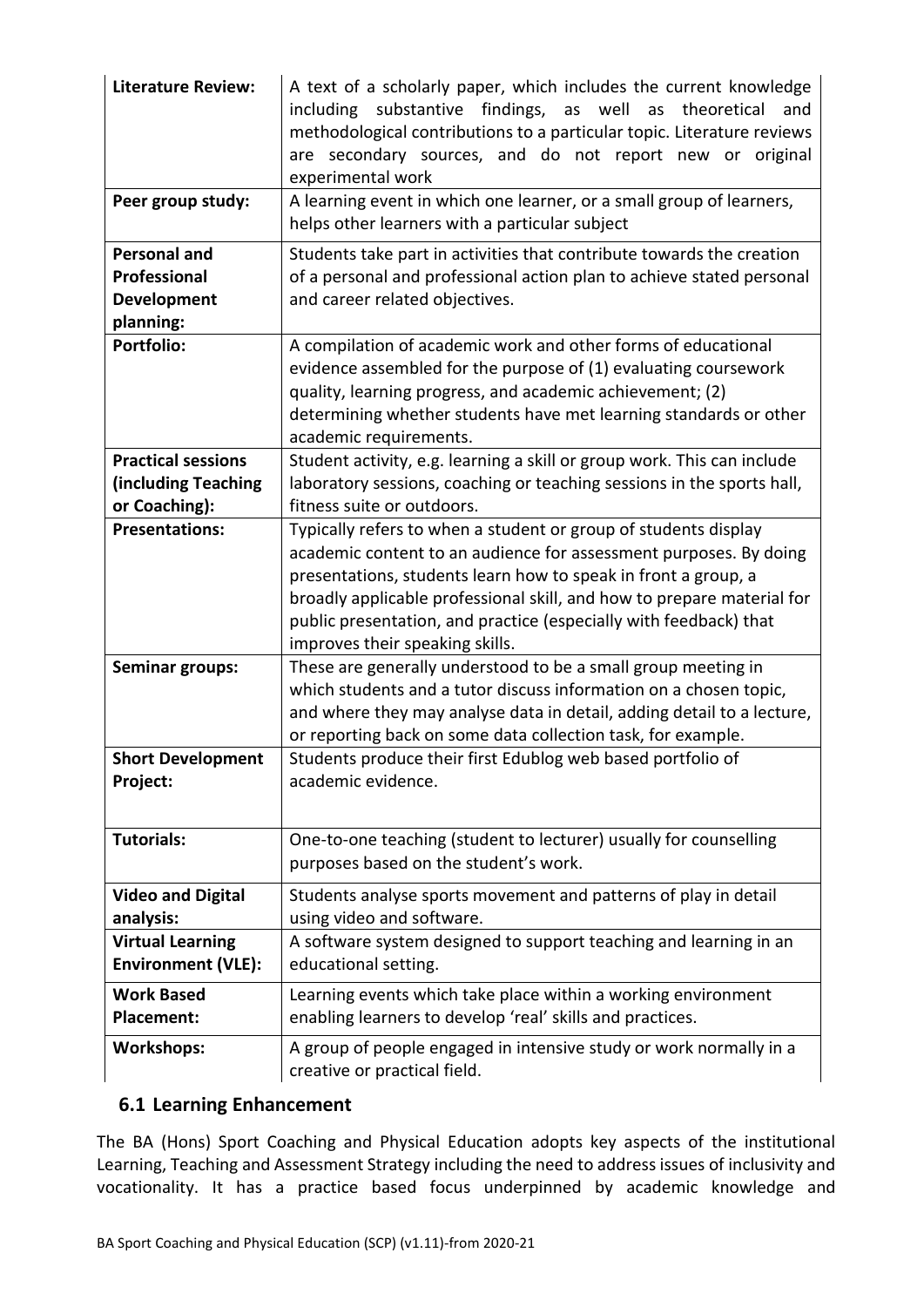| | |
|---|---|
| **Literature Review:** | A text of a scholarly paper, which includes the current knowledge including substantive findings, as well as theoretical and methodological contributions to a particular topic. Literature reviews are secondary sources, and do not report new or original experimental work |
| **Peer group study:** | A learning event in which one learner, or a small group of learners, helps other learners with a particular subject |
| **Personal and Professional Development planning:** | Students take part in activities that contribute towards the creation of a personal and professional action plan to achieve stated personal and career related objectives. |
| **Portfolio:** | A compilation of academic work and other forms of educational evidence assembled for the purpose of (1) evaluating coursework quality, learning progress, and academic achievement; (2) determining whether students have met learning standards or other academic requirements. |
| **Practical sessions (including Teaching or Coaching):** | Student activity, e.g. learning a skill or group work. This can include laboratory sessions, coaching or teaching sessions in the sports hall, fitness suite or outdoors. |
| **Presentations:** | Typically refers to when a student or group of students display academic content to an audience for assessment purposes. By doing presentations, students learn how to speak in front a group, a broadly applicable professional skill, and how to prepare material for public presentation, and practice (especially with feedback) that improves their speaking skills. |
| **Seminar groups:** | These are generally understood to be a small group meeting in which students and a tutor discuss information on a chosen topic, and where they may analyse data in detail, adding detail to a lecture, or reporting back on some data collection task, for example. |
| **Short Development Project:** | Students produce their first Edublog web based portfolio of academic evidence. |
| **Tutorials:** | One-to-one teaching (student to lecturer) usually for counselling purposes based on the student's work. |
| **Video and Digital analysis:** | Students analyse sports movement and patterns of play in detail using video and software. |
| **Virtual Learning Environment (VLE):** | A software system designed to support teaching and learning in an educational setting. |
| **Work Based Placement:** | Learning events which take place within a working environment enabling learners to develop 'real' skills and practices. |
| **Workshops:** | A group of people engaged in intensive study or work normally in a creative or practical field. |

## 6.1 Learning Enhancement

The BA (Hons) Sport Coaching and Physical Education adopts key aspects of the institutional Learning, Teaching and Assessment Strategy including the need to address issues of inclusivity and vocationality. It has a practice based focus underpinned by academic knowledge and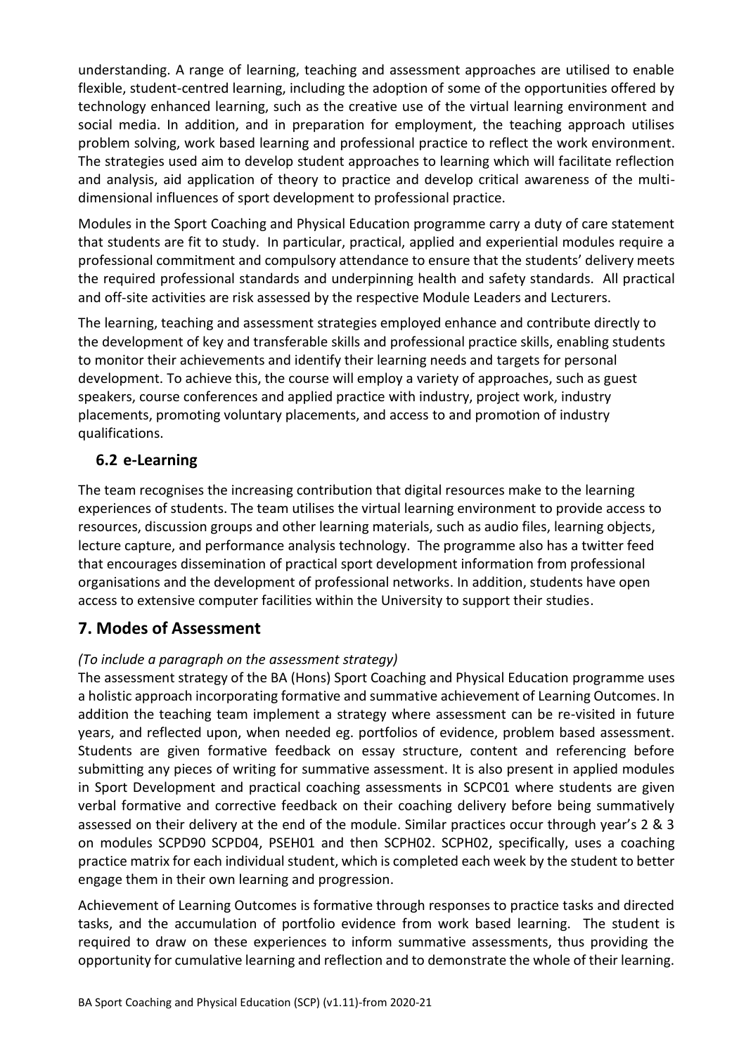understanding. A range of learning, teaching and assessment approaches are utilised to enable flexible, student-centred learning, including the adoption of some of the opportunities offered by technology enhanced learning, such as the creative use of the virtual learning environment and social media. In addition, and in preparation for employment, the teaching approach utilises problem solving, work based learning and professional practice to reflect the work environment. The strategies used aim to develop student approaches to learning which will facilitate reflection and analysis, aid application of theory to practice and develop critical awareness of the multi-dimensional influences of sport development to professional practice.

Modules in the Sport Coaching and Physical Education programme carry a duty of care statement that students are fit to study. In particular, practical, applied and experiential modules require a professional commitment and compulsory attendance to ensure that the students' delivery meets the required professional standards and underpinning health and safety standards. All practical and off-site activities are risk assessed by the respective Module Leaders and Lecturers.

The learning, teaching and assessment strategies employed enhance and contribute directly to the development of key and transferable skills and professional practice skills, enabling students to monitor their achievements and identify their learning needs and targets for personal development. To achieve this, the course will employ a variety of approaches, such as guest speakers, course conferences and applied practice with industry, project work, industry placements, promoting voluntary placements, and access to and promotion of industry qualifications.

### 6.2 e-Learning

The team recognises the increasing contribution that digital resources make to the learning experiences of students. The team utilises the virtual learning environment to provide access to resources, discussion groups and other learning materials, such as audio files, learning objects, lecture capture, and performance analysis technology. The programme also has a twitter feed that encourages dissemination of practical sport development information from professional organisations and the development of professional networks. In addition, students have open access to extensive computer facilities within the University to support their studies.

## 7. Modes of Assessment

*(To include a paragraph on the assessment strategy)*

The assessment strategy of the BA (Hons) Sport Coaching and Physical Education programme uses a holistic approach incorporating formative and summative achievement of Learning Outcomes. In addition the teaching team implement a strategy where assessment can be re-visited in future years, and reflected upon, when needed eg. portfolios of evidence, problem based assessment. Students are given formative feedback on essay structure, content and referencing before submitting any pieces of writing for summative assessment. It is also present in applied modules in Sport Development and practical coaching assessments in SCPC01 where students are given verbal formative and corrective feedback on their coaching delivery before being summatively assessed on their delivery at the end of the module. Similar practices occur through year's 2 & 3 on modules SCPD90 SCPD04, PSEH01 and then SCPH02. SCPH02, specifically, uses a coaching practice matrix for each individual student, which is completed each week by the student to better engage them in their own learning and progression.

Achievement of Learning Outcomes is formative through responses to practice tasks and directed tasks, and the accumulation of portfolio evidence from work based learning. The student is required to draw on these experiences to inform summative assessments, thus providing the opportunity for cumulative learning and reflection and to demonstrate the whole of their learning.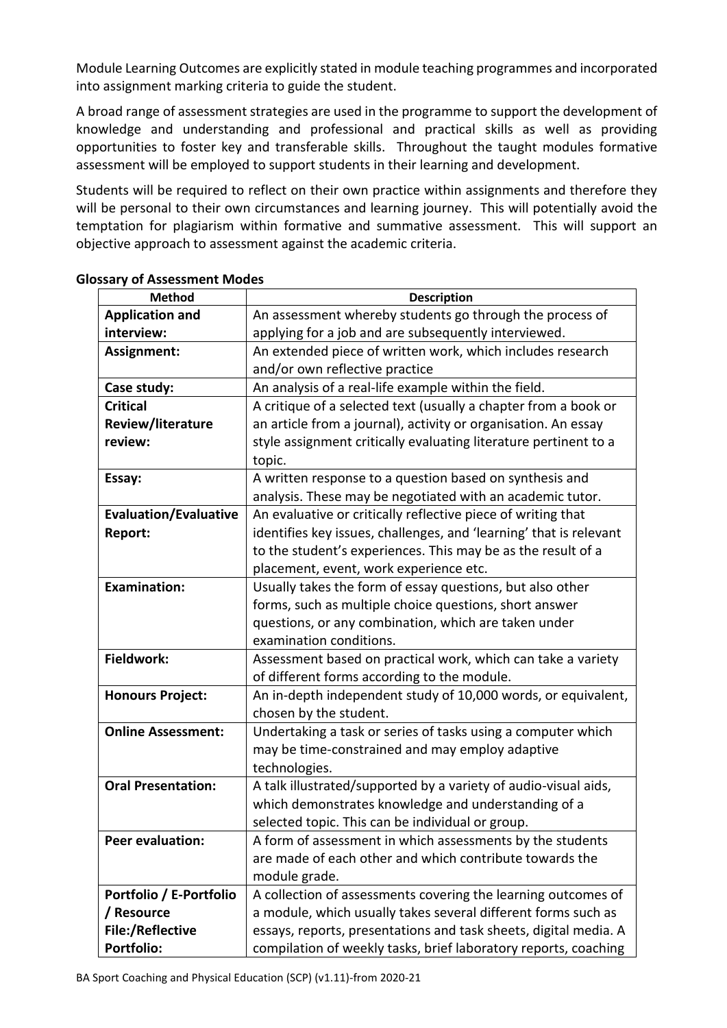Module Learning Outcomes are explicitly stated in module teaching programmes and incorporated into assignment marking criteria to guide the student.

A broad range of assessment strategies are used in the programme to support the development of knowledge and understanding and professional and practical skills as well as providing opportunities to foster key and transferable skills. Throughout the taught modules formative assessment will be employed to support students in their learning and development.

Students will be required to reflect on their own practice within assignments and therefore they will be personal to their own circumstances and learning journey. This will potentially avoid the temptation for plagiarism within formative and summative assessment. This will support an objective approach to assessment against the academic criteria.

**Glossary of Assessment Modes**

| Method | Description |
|---|---|
| **Application and interview:** | An assessment whereby students go through the process of applying for a job and are subsequently interviewed. |
| **Assignment:** | An extended piece of written work, which includes research and/or own reflective practice |
| **Case study:** | An analysis of a real-life example within the field. |
| **Critical Review/literature review:** | A critique of a selected text (usually a chapter from a book or an article from a journal), activity or organisation. An essay style assignment critically evaluating literature pertinent to a topic. |
| **Essay:** | A written response to a question based on synthesis and analysis. These may be negotiated with an academic tutor. |
| **Evaluation/Evaluative Report:** | An evaluative or critically reflective piece of writing that identifies key issues, challenges, and 'learning' that is relevant to the student's experiences. This may be as the result of a placement, event, work experience etc. |
| **Examination:** | Usually takes the form of essay questions, but also other forms, such as multiple choice questions, short answer questions, or any combination, which are taken under examination conditions. |
| **Fieldwork:** | Assessment based on practical work, which can take a variety of different forms according to the module. |
| **Honours Project:** | An in-depth independent study of 10,000 words, or equivalent, chosen by the student. |
| **Online Assessment:** | Undertaking a task or series of tasks using a computer which may be time-constrained and may employ adaptive technologies. |
| **Oral Presentation:** | A talk illustrated/supported by a variety of audio-visual aids, which demonstrates knowledge and understanding of a selected topic. This can be individual or group. |
| **Peer evaluation:** | A form of assessment in which assessments by the students are made of each other and which contribute towards the module grade. |
| **Portfolio / E-Portfolio / Resource File:/Reflective Portfolio:** | A collection of assessments covering the learning outcomes of a module, which usually takes several different forms such as essays, reports, presentations and task sheets, digital media. A compilation of weekly tasks, brief laboratory reports, coaching |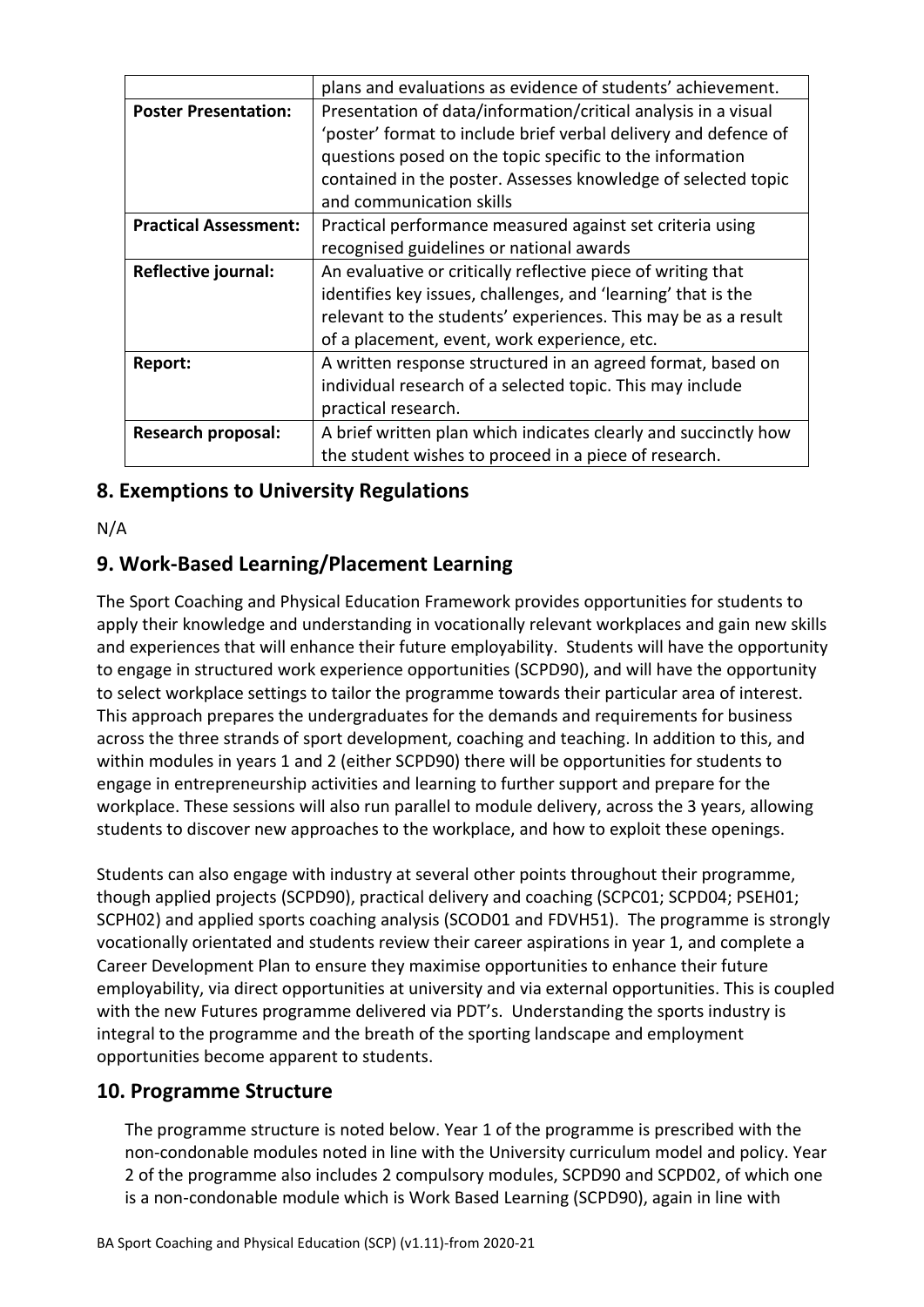| | |
|---|---|
| | plans and evaluations as evidence of students' achievement. |
| **Poster Presentation:** | Presentation of data/information/critical analysis in a visual 'poster' format to include brief verbal delivery and defence of questions posed on the topic specific to the information contained in the poster. Assesses knowledge of selected topic and communication skills |
| **Practical Assessment:** | Practical performance measured against set criteria using recognised guidelines or national awards |
| **Reflective journal:** | An evaluative or critically reflective piece of writing that identifies key issues, challenges, and 'learning' that is the relevant to the students' experiences. This may be as a result of a placement, event, work experience, etc. |
| **Report:** | A written response structured in an agreed format, based on individual research of a selected topic. This may include practical research. |
| **Research proposal:** | A brief written plan which indicates clearly and succinctly how the student wishes to proceed in a piece of research. |

## 8. Exemptions to University Regulations

N/A

## 9. Work-Based Learning/Placement Learning

The Sport Coaching and Physical Education Framework provides opportunities for students to apply their knowledge and understanding in vocationally relevant workplaces and gain new skills and experiences that will enhance their future employability. Students will have the opportunity to engage in structured work experience opportunities (SCPD90), and will have the opportunity to select workplace settings to tailor the programme towards their particular area of interest. This approach prepares the undergraduates for the demands and requirements for business across the three strands of sport development, coaching and teaching. In addition to this, and within modules in years 1 and 2 (either SCPD90) there will be opportunities for students to engage in entrepreneurship activities and learning to further support and prepare for the workplace. These sessions will also run parallel to module delivery, across the 3 years, allowing students to discover new approaches to the workplace, and how to exploit these openings.

Students can also engage with industry at several other points throughout their programme, though applied projects (SCPD90), practical delivery and coaching (SCPC01; SCPD04; PSEH01; SCPH02) and applied sports coaching analysis (SCOD01 and FDVH51). The programme is strongly vocationally orientated and students review their career aspirations in year 1, and complete a Career Development Plan to ensure they maximise opportunities to enhance their future employability, via direct opportunities at university and via external opportunities. This is coupled with the new Futures programme delivered via PDT's. Understanding the sports industry is integral to the programme and the breath of the sporting landscape and employment opportunities become apparent to students.

## 10. Programme Structure

The programme structure is noted below. Year 1 of the programme is prescribed with the non-condonable modules noted in line with the University curriculum model and policy. Year 2 of the programme also includes 2 compulsory modules, SCPD90 and SCPD02, of which one is a non-condonable module which is Work Based Learning (SCPD90), again in line with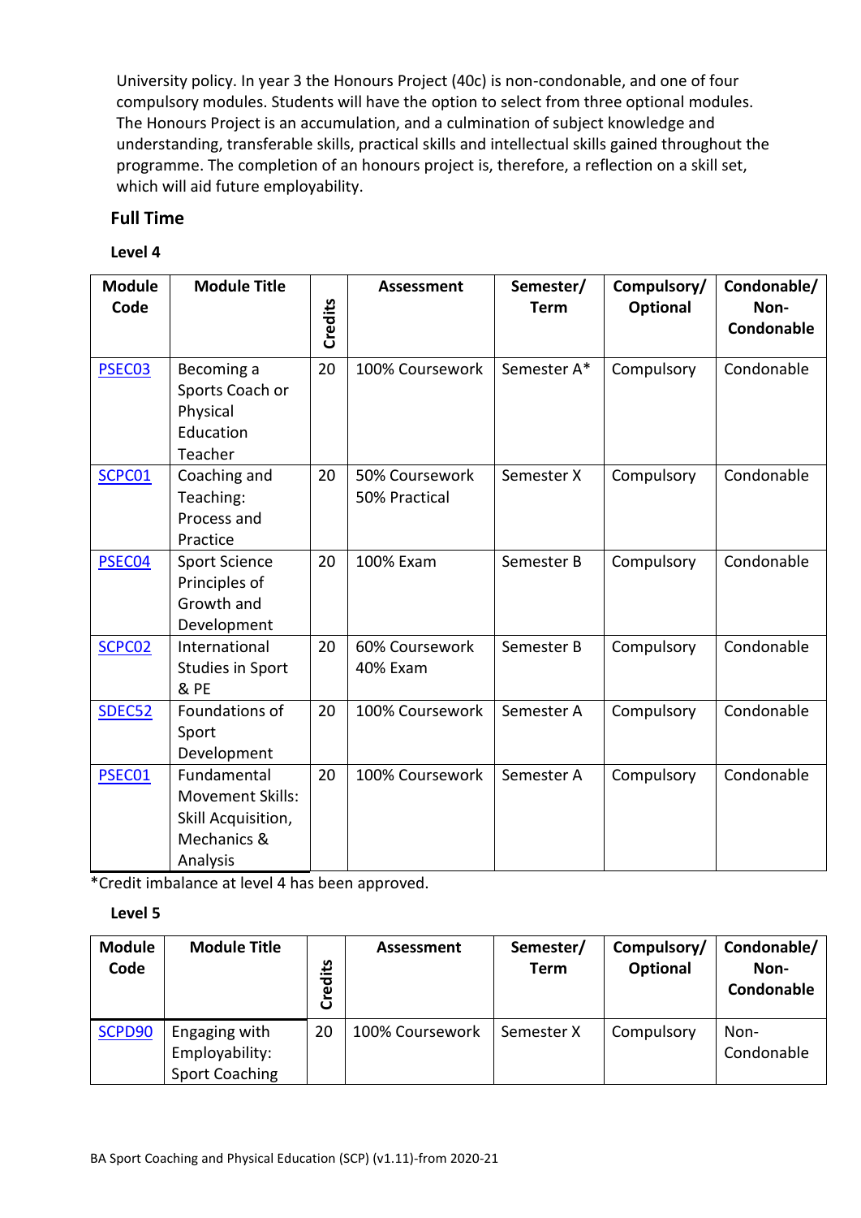University policy. In year 3 the Honours Project (40c) is non-condonable, and one of four compulsory modules. Students will have the option to select from three optional modules. The Honours Project is an accumulation, and a culmination of subject knowledge and understanding, transferable skills, practical skills and intellectual skills gained throughout the programme. The completion of an honours project is, therefore, a reflection on a skill set, which will aid future employability.

## Full Time

### Level 4

| Module Code | Module Title | Credits | Assessment | Semester/ Term | Compulsory/ Optional | Condonable/ Non-Condonable |
|---|---|---|---|---|---|---|
| PSEC03 | Becoming a Sports Coach or Physical Education Teacher | 20 | 100% Coursework | Semester A* | Compulsory | Condonable |
| SCPC01 | Coaching and Teaching: Process and Practice | 20 | 50% Coursework 50% Practical | Semester X | Compulsory | Condonable |
| PSEC04 | Sport Science Principles of Growth and Development | 20 | 100% Exam | Semester B | Compulsory | Condonable |
| SCPC02 | International Studies in Sport & PE | 20 | 60% Coursework 40% Exam | Semester B | Compulsory | Condonable |
| SDEC52 | Foundations of Sport Development | 20 | 100% Coursework | Semester A | Compulsory | Condonable |
| PSEC01 | Fundamental Movement Skills: Skill Acquisition, Mechanics & Analysis | 20 | 100% Coursework | Semester A | Compulsory | Condonable |

*Credit imbalance at level 4 has been approved.

### Level 5

| Module Code | Module Title | Credits | Assessment | Semester/ Term | Compulsory/ Optional | Condonable/ Non-Condonable |
|---|---|---|---|---|---|---|
| SCPD90 | Engaging with Employability: Sport Coaching | 20 | 100% Coursework | Semester X | Compulsory | Non-Condonable |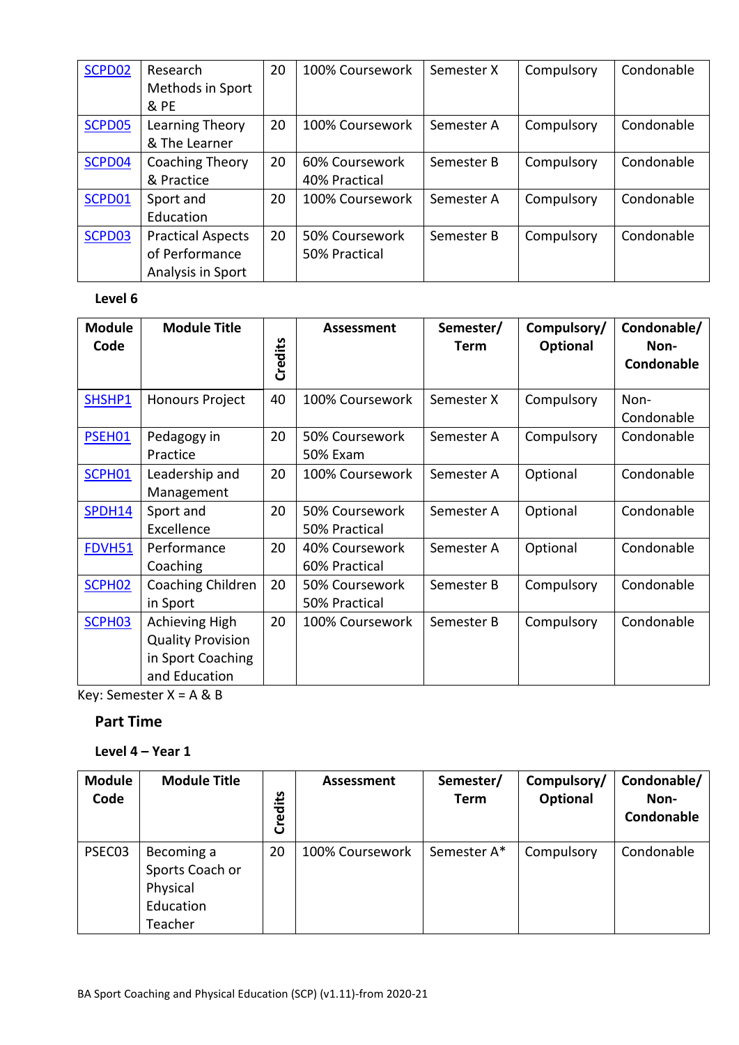| | | | | | | |
|---|---|---|---|---|---|---|
| SCPD02 | Research Methods in Sport & PE | 20 | 100% Coursework | Semester X | Compulsory | Condonable |
| SCPD05 | Learning Theory & The Learner | 20 | 100% Coursework | Semester A | Compulsory | Condonable |
| SCPD04 | Coaching Theory & Practice | 20 | 60% Coursework 40% Practical | Semester B | Compulsory | Condonable |
| SCPD01 | Sport and Education | 20 | 100% Coursework | Semester A | Compulsory | Condonable |
| SCPD03 | Practical Aspects of Performance Analysis in Sport | 20 | 50% Coursework 50% Practical | Semester B | Compulsory | Condonable |

**Level 6**

| Module Code | Module Title | Credits | Assessment | Semester/ Term | Compulsory/ Optional | Condonable/ Non-Condonable |
|---|---|---|---|---|---|---|
| SHSHP1 | Honours Project | 40 | 100% Coursework | Semester X | Compulsory | Non-Condonable |
| PSEH01 | Pedagogy in Practice | 20 | 50% Coursework 50% Exam | Semester A | Compulsory | Condonable |
| SCPH01 | Leadership and Management | 20 | 100% Coursework | Semester A | Optional | Condonable |
| SPDH14 | Sport and Excellence | 20 | 50% Coursework 50% Practical | Semester A | Optional | Condonable |
| FDVH51 | Performance Coaching | 20 | 40% Coursework 60% Practical | Semester A | Optional | Condonable |
| SCPH02 | Coaching Children in Sport | 20 | 50% Coursework 50% Practical | Semester B | Compulsory | Condonable |
| SCPH03 | Achieving High Quality Provision in Sport Coaching and Education | 20 | 100% Coursework | Semester B | Compulsory | Condonable |

Key: Semester X = A & B

## Part Time

**Level 4 – Year 1**

| Module Code | Module Title | Credits | Assessment | Semester/ Term | Compulsory/ Optional | Condonable/ Non-Condonable |
|---|---|---|---|---|---|---|
| PSEC03 | Becoming a Sports Coach or Physical Education Teacher | 20 | 100% Coursework | Semester A* | Compulsory | Condonable |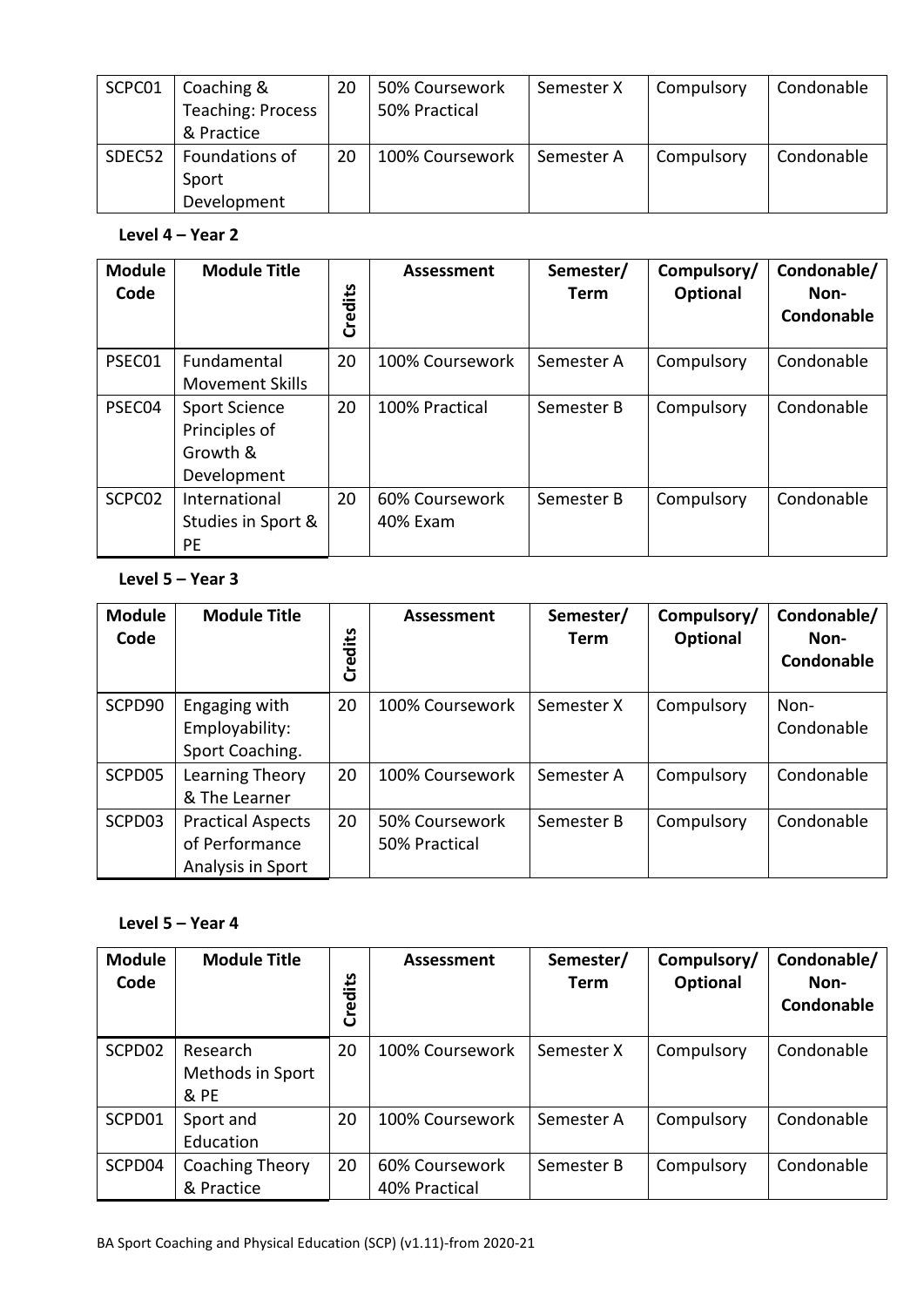| SCPC01 | Coaching & Teaching: Process & Practice | 20 | 50% Coursework 50% Practical | Semester X | Compulsory | Condonable |
|---|---|---|---|---|---|---|
| SDEC52 | Foundations of Sport Development | 20 | 100% Coursework | Semester A | Compulsory | Condonable |

**Level 4 – Year 2**

| Module Code | Module Title | Credits | Assessment | Semester/ Term | Compulsory/ Optional | Condonable/ Non-Condonable |
|---|---|---|---|---|---|---|
| PSEC01 | Fundamental Movement Skills | 20 | 100% Coursework | Semester A | Compulsory | Condonable |
| PSEC04 | Sport Science Principles of Growth & Development | 20 | 100% Practical | Semester B | Compulsory | Condonable |
| SCPC02 | International Studies in Sport & PE | 20 | 60% Coursework 40% Exam | Semester B | Compulsory | Condonable |

**Level 5 – Year 3**

| Module Code | Module Title | Credits | Assessment | Semester/ Term | Compulsory/ Optional | Condonable/ Non-Condonable |
|---|---|---|---|---|---|---|
| SCPD90 | Engaging with Employability: Sport Coaching. | 20 | 100% Coursework | Semester X | Compulsory | Non-Condonable |
| SCPD05 | Learning Theory & The Learner | 20 | 100% Coursework | Semester A | Compulsory | Condonable |
| SCPD03 | Practical Aspects of Performance Analysis in Sport | 20 | 50% Coursework 50% Practical | Semester B | Compulsory | Condonable |

**Level 5 – Year 4**

| Module Code | Module Title | Credits | Assessment | Semester/ Term | Compulsory/ Optional | Condonable/ Non-Condonable |
|---|---|---|---|---|---|---|
| SCPD02 | Research Methods in Sport & PE | 20 | 100% Coursework | Semester X | Compulsory | Condonable |
| SCPD01 | Sport and Education | 20 | 100% Coursework | Semester A | Compulsory | Condonable |
| SCPD04 | Coaching Theory & Practice | 20 | 60% Coursework 40% Practical | Semester B | Compulsory | Condonable |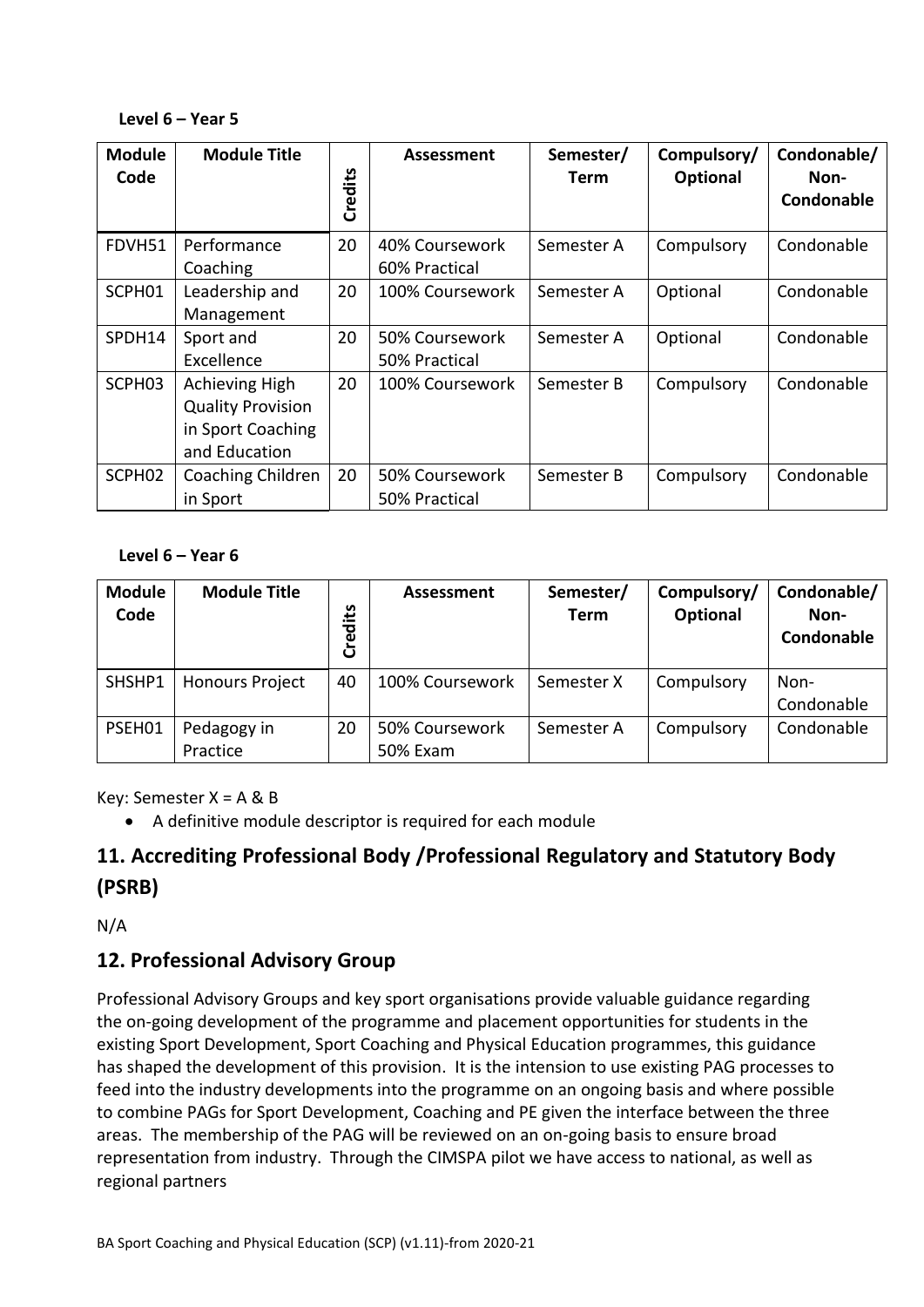**Level 6 – Year 5**

| Module Code | Module Title | Credits | Assessment | Semester/ Term | Compulsory/ Optional | Condonable/ Non-Condonable |
|---|---|---|---|---|---|---|
| FDVH51 | Performance Coaching | 20 | 40% Coursework 60% Practical | Semester A | Compulsory | Condonable |
| SCPH01 | Leadership and Management | 20 | 100% Coursework | Semester A | Optional | Condonable |
| SPDH14 | Sport and Excellence | 20 | 50% Coursework 50% Practical | Semester A | Optional | Condonable |
| SCPH03 | Achieving High Quality Provision in Sport Coaching and Education | 20 | 100% Coursework | Semester B | Compulsory | Condonable |
| SCPH02 | Coaching Children in Sport | 20 | 50% Coursework 50% Practical | Semester B | Compulsory | Condonable |

**Level 6 – Year 6**

| Module Code | Module Title | Credits | Assessment | Semester/ Term | Compulsory/ Optional | Condonable/ Non-Condonable |
|---|---|---|---|---|---|---|
| SHSHP1 | Honours Project | 40 | 100% Coursework | Semester X | Compulsory | Non-Condonable |
| PSEH01 | Pedagogy in Practice | 20 | 50% Coursework 50% Exam | Semester A | Compulsory | Condonable |

Key: Semester X = A & B

- A definitive module descriptor is required for each module

## 11. Accrediting Professional Body /Professional Regulatory and Statutory Body (PSRB)

N/A

## 12. Professional Advisory Group

Professional Advisory Groups and key sport organisations provide valuable guidance regarding the on-going development of the programme and placement opportunities for students in the existing Sport Development, Sport Coaching and Physical Education programmes, this guidance has shaped the development of this provision. It is the intension to use existing PAG processes to feed into the industry developments into the programme on an ongoing basis and where possible to combine PAGs for Sport Development, Coaching and PE given the interface between the three areas. The membership of the PAG will be reviewed on an on-going basis to ensure broad representation from industry. Through the CIMSPA pilot we have access to national, as well as regional partners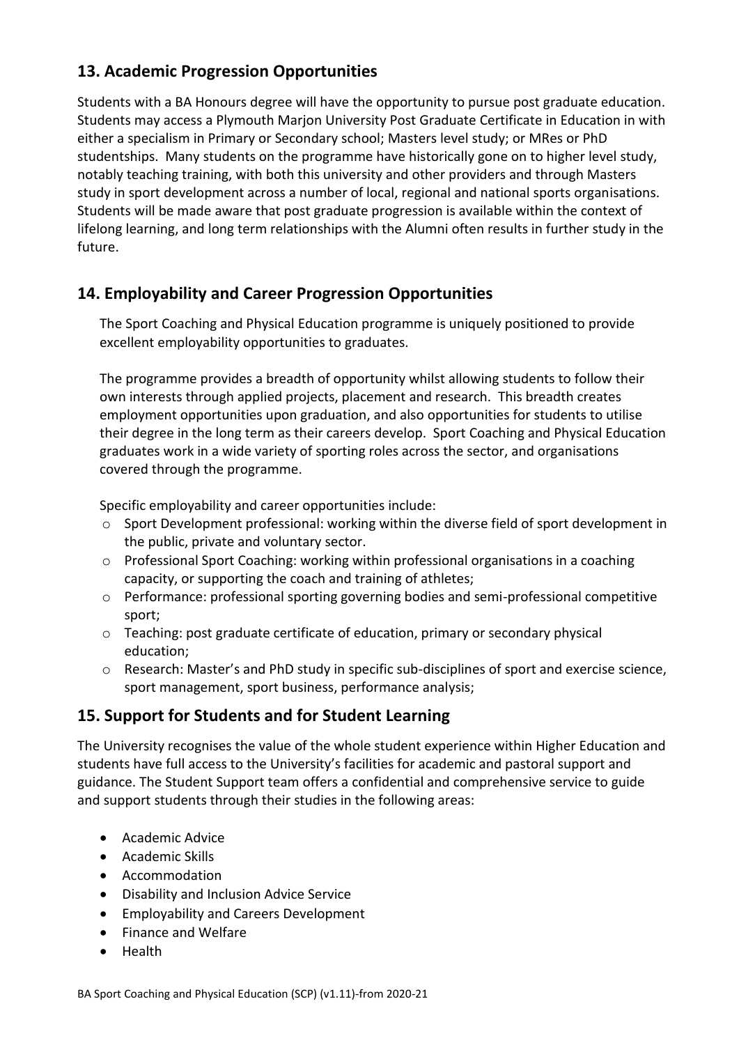## 13. Academic Progression Opportunities

Students with a BA Honours degree will have the opportunity to pursue post graduate education. Students may access a Plymouth Marjon University Post Graduate Certificate in Education in with either a specialism in Primary or Secondary school; Masters level study; or MRes or PhD studentships. Many students on the programme have historically gone on to higher level study, notably teaching training, with both this university and other providers and through Masters study in sport development across a number of local, regional and national sports organisations. Students will be made aware that post graduate progression is available within the context of lifelong learning, and long term relationships with the Alumni often results in further study in the future.

## 14. Employability and Career Progression Opportunities

The Sport Coaching and Physical Education programme is uniquely positioned to provide excellent employability opportunities to graduates.

The programme provides a breadth of opportunity whilst allowing students to follow their own interests through applied projects, placement and research. This breadth creates employment opportunities upon graduation, and also opportunities for students to utilise their degree in the long term as their careers develop. Sport Coaching and Physical Education graduates work in a wide variety of sporting roles across the sector, and organisations covered through the programme.

Specific employability and career opportunities include:

- Sport Development professional: working within the diverse field of sport development in the public, private and voluntary sector.
- Professional Sport Coaching: working within professional organisations in a coaching capacity, or supporting the coach and training of athletes;
- Performance: professional sporting governing bodies and semi-professional competitive sport;
- Teaching: post graduate certificate of education, primary or secondary physical education;
- Research: Master's and PhD study in specific sub-disciplines of sport and exercise science, sport management, sport business, performance analysis;

## 15. Support for Students and for Student Learning

The University recognises the value of the whole student experience within Higher Education and students have full access to the University's facilities for academic and pastoral support and guidance. The Student Support team offers a confidential and comprehensive service to guide and support students through their studies in the following areas:

- Academic Advice
- Academic Skills
- Accommodation
- Disability and Inclusion Advice Service
- Employability and Careers Development
- Finance and Welfare
- Health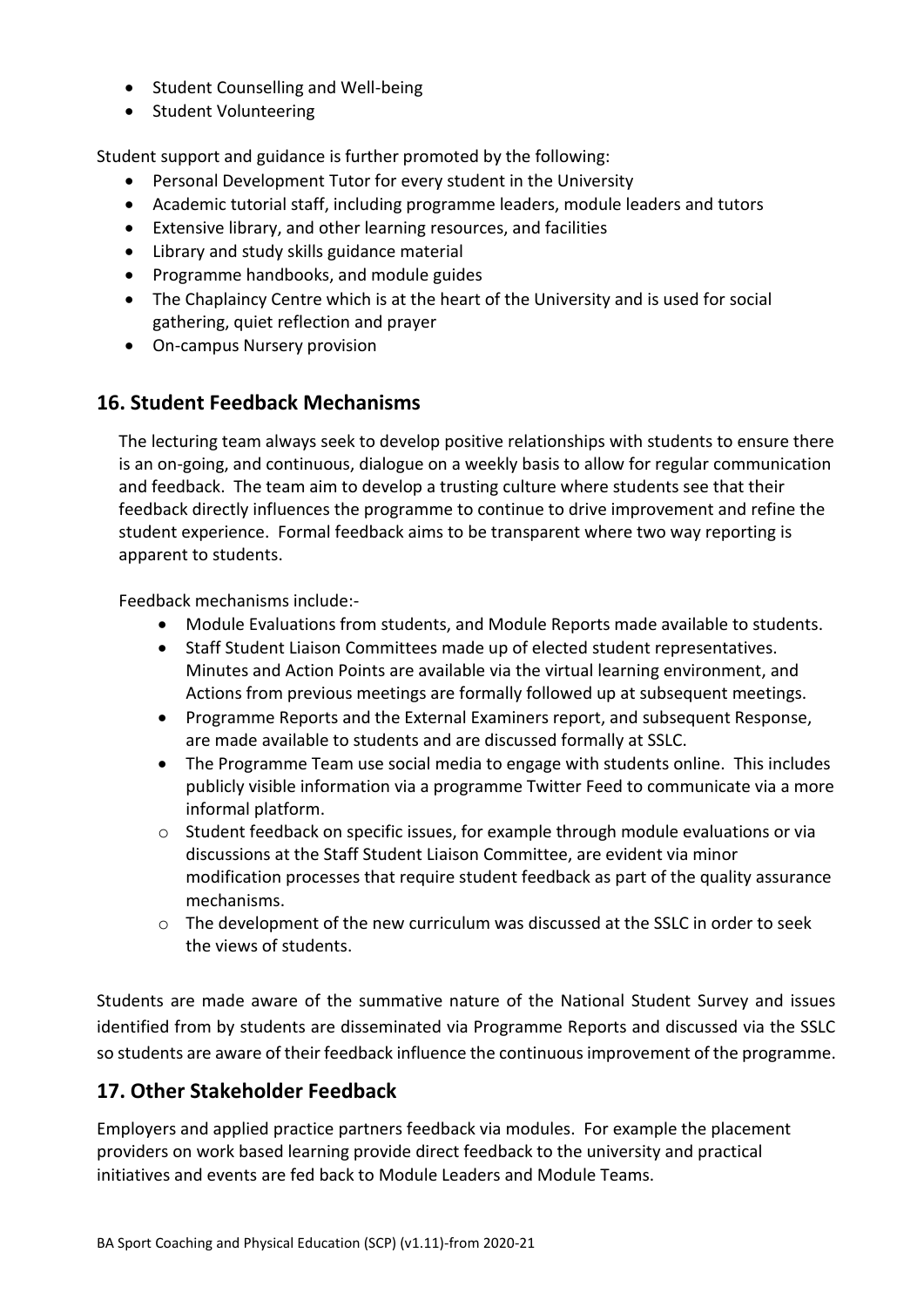- Student Counselling and Well-being
- Student Volunteering

Student support and guidance is further promoted by the following:

- Personal Development Tutor for every student in the University
- Academic tutorial staff, including programme leaders, module leaders and tutors
- Extensive library, and other learning resources, and facilities
- Library and study skills guidance material
- Programme handbooks, and module guides
- The Chaplaincy Centre which is at the heart of the University and is used for social gathering, quiet reflection and prayer
- On-campus Nursery provision

## 16. Student Feedback Mechanisms

The lecturing team always seek to develop positive relationships with students to ensure there is an on-going, and continuous, dialogue on a weekly basis to allow for regular communication and feedback. The team aim to develop a trusting culture where students see that their feedback directly influences the programme to continue to drive improvement and refine the student experience. Formal feedback aims to be transparent where two way reporting is apparent to students.

Feedback mechanisms include:-

- Module Evaluations from students, and Module Reports made available to students.
- Staff Student Liaison Committees made up of elected student representatives. Minutes and Action Points are available via the virtual learning environment, and Actions from previous meetings are formally followed up at subsequent meetings.
- Programme Reports and the External Examiners report, and subsequent Response, are made available to students and are discussed formally at SSLC.
- The Programme Team use social media to engage with students online. This includes publicly visible information via a programme Twitter Feed to communicate via a more informal platform.
   - Student feedback on specific issues, for example through module evaluations or via discussions at the Staff Student Liaison Committee, are evident via minor modification processes that require student feedback as part of the quality assurance mechanisms.
   - The development of the new curriculum was discussed at the SSLC in order to seek the views of students.

Students are made aware of the summative nature of the National Student Survey and issues identified from by students are disseminated via Programme Reports and discussed via the SSLC so students are aware of their feedback influence the continuous improvement of the programme.

## 17. Other Stakeholder Feedback

Employers and applied practice partners feedback via modules. For example the placement providers on work based learning provide direct feedback to the university and practical initiatives and events are fed back to Module Leaders and Module Teams.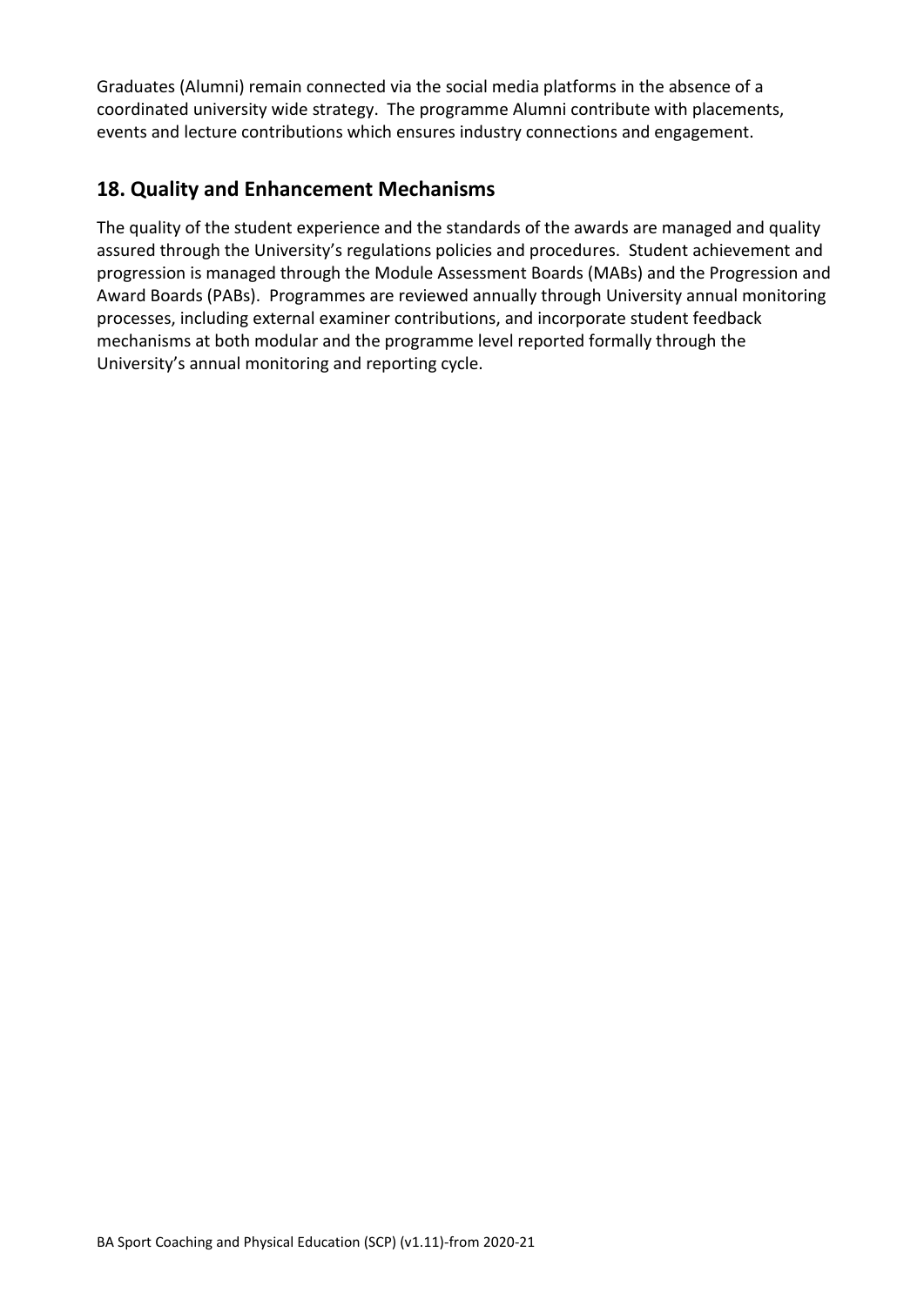Graduates (Alumni) remain connected via the social media platforms in the absence of a coordinated university wide strategy. The programme Alumni contribute with placements, events and lecture contributions which ensures industry connections and engagement.

## 18. Quality and Enhancement Mechanisms

The quality of the student experience and the standards of the awards are managed and quality assured through the University's regulations policies and procedures. Student achievement and progression is managed through the Module Assessment Boards (MABs) and the Progression and Award Boards (PABs). Programmes are reviewed annually through University annual monitoring processes, including external examiner contributions, and incorporate student feedback mechanisms at both modular and the programme level reported formally through the University's annual monitoring and reporting cycle.